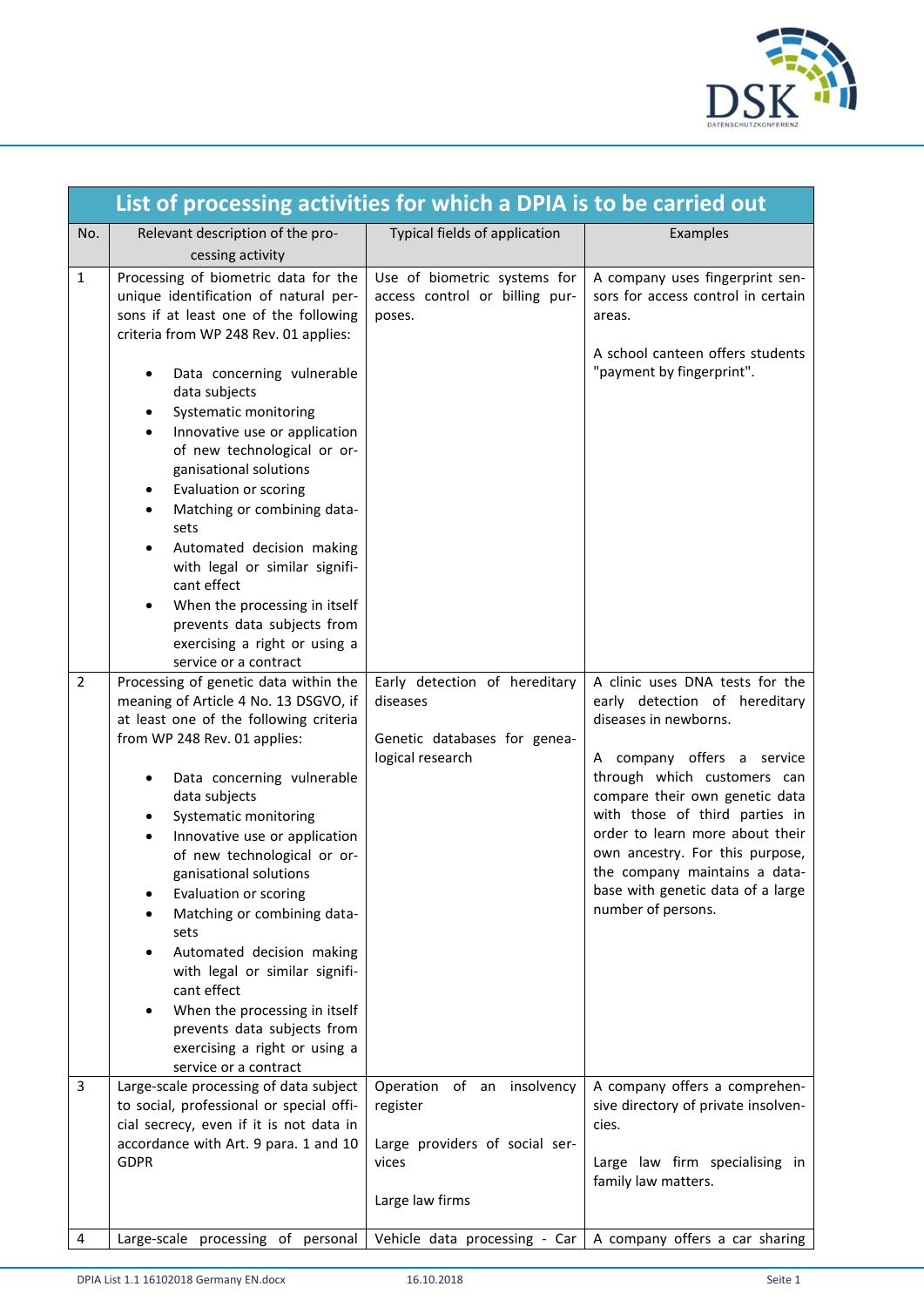| List of processing activities for which a DPIA is to be carried out | | | |
|---|---|---|---|
| No. | Relevant description of the processing activity | Typical fields of application | Examples |
| 1 | Processing of biometric data for the unique identification of natural persons if at least one of the following criteria from WP 248 Rev. 01 applies:<br><br>• Data concerning vulnerable data subjects<br>• Systematic monitoring<br>• Innovative use or application of new technological or organisational solutions<br>• Evaluation or scoring<br>• Matching or combining datasets<br>• Automated decision making with legal or similar significant effect<br>• When the processing in itself prevents data subjects from exercising a right or using a service or a contract | Use of biometric systems for access control or billing purposes. | A company uses fingerprint sensors for access control in certain areas.<br><br>A school canteen offers students "payment by fingerprint". |
| 2 | Processing of genetic data within the meaning of Article 4 No. 13 DSGVO, if at least one of the following criteria from WP 248 Rev. 01 applies:<br><br>• Data concerning vulnerable data subjects<br>• Systematic monitoring<br>• Innovative use or application of new technological or organisational solutions<br>• Evaluation or scoring<br>• Matching or combining datasets<br>• Automated decision making with legal or similar significant effect<br>• When the processing in itself prevents data subjects from exercising a right or using a service or a contract | Early detection of hereditary diseases<br><br>Genetic databases for genealogical research | A clinic uses DNA tests for the early detection of hereditary diseases in newborns.<br><br>A company offers a service through which customers can compare their own genetic data with those of third parties in order to learn more about their own ancestry. For this purpose, the company maintains a database with genetic data of a large number of persons. |
| 3 | Large-scale processing of data subject to social, professional or special official secrecy, even if it is not data in accordance with Art. 9 para. 1 and 10 GDPR | Operation of an insolvency register<br><br>Large providers of social services<br><br>Large law firms | A company offers a comprehensive directory of private insolvencies.<br><br>Large law firm specialising in family law matters. |
| 4 | Large-scale processing of personal | Vehicle data processing - Car | A company offers a car sharing |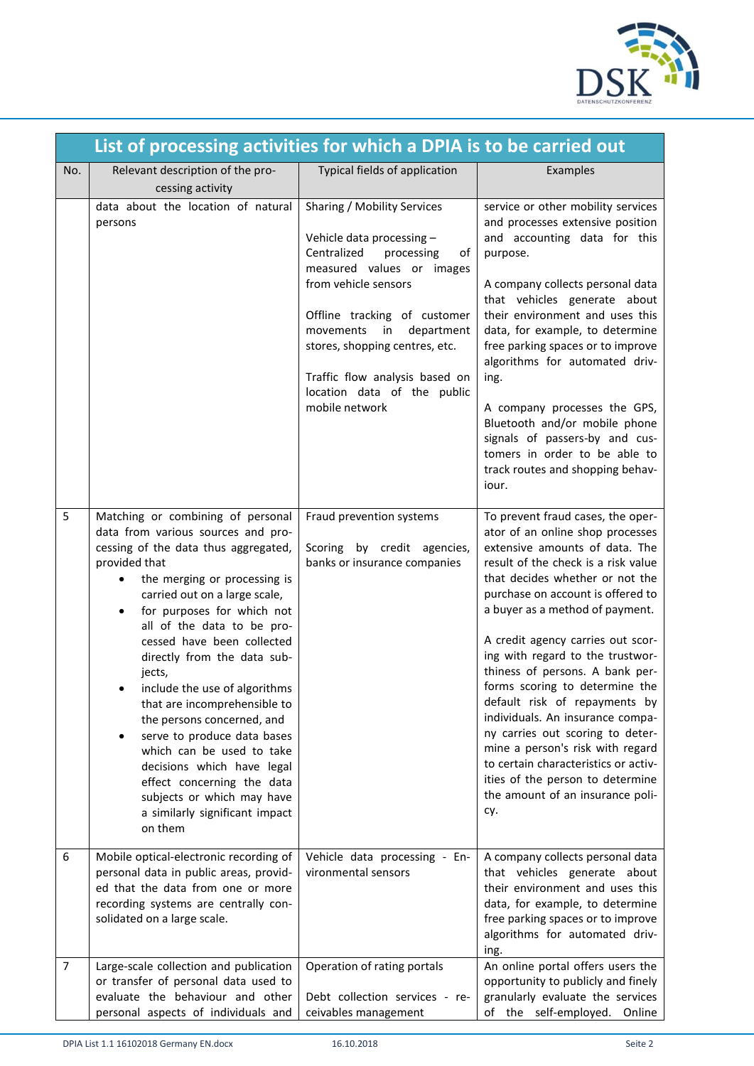| List of processing activities for which a DPIA is to be carried out | | | |
|---|---|---|---|
| No. | Relevant description of the processing activity | Typical fields of application | Examples |
| | data about the location of natural persons | Sharing / Mobility Services<br><br>Vehicle data processing – Centralized processing of measured values or images from vehicle sensors<br><br>Offline tracking of customer movements in department stores, shopping centres, etc.<br><br>Traffic flow analysis based on location data of the public mobile network | service or other mobility services and processes extensive position and accounting data for this purpose.<br><br>A company collects personal data that vehicles generate about their environment and uses this data, for example, to determine free parking spaces or to improve algorithms for automated driving.<br><br>A company processes the GPS, Bluetooth and/or mobile phone signals of passers-by and customers in order to be able to track routes and shopping behaviour. |
| 5 | Matching or combining of personal data from various sources and processing of the data thus aggregated, provided that<br>• the merging or processing is carried out on a large scale,<br>• for purposes for which not all of the data to be processed have been collected directly from the data subjects,<br>• include the use of algorithms that are incomprehensible to the persons concerned, and<br>• serve to produce data bases which can be used to take decisions which have legal effect concerning the data subjects or which may have a similarly significant impact on them | Fraud prevention systems<br><br>Scoring by credit agencies, banks or insurance companies | To prevent fraud cases, the operator of an online shop processes extensive amounts of data. The result of the check is a risk value that decides whether or not the purchase on account is offered to a buyer as a method of payment.<br><br>A credit agency carries out scoring with regard to the trustworthiness of persons. A bank performs scoring to determine the default risk of repayments by individuals. An insurance company carries out scoring to determine a person's risk with regard to certain characteristics or activities of the person to determine the amount of an insurance policy. |
| 6 | Mobile optical-electronic recording of personal data in public areas, provided that the data from one or more recording systems are centrally consolidated on a large scale. | Vehicle data processing - Environmental sensors | A company collects personal data that vehicles generate about their environment and uses this data, for example, to determine free parking spaces or to improve algorithms for automated driving. |
| 7 | Large-scale collection and publication or transfer of personal data used to evaluate the behaviour and other personal aspects of individuals and | Operation of rating portals<br><br>Debt collection services - receivables management | An online portal offers users the opportunity to publicly and finely granularly evaluate the services of the self-employed. Online |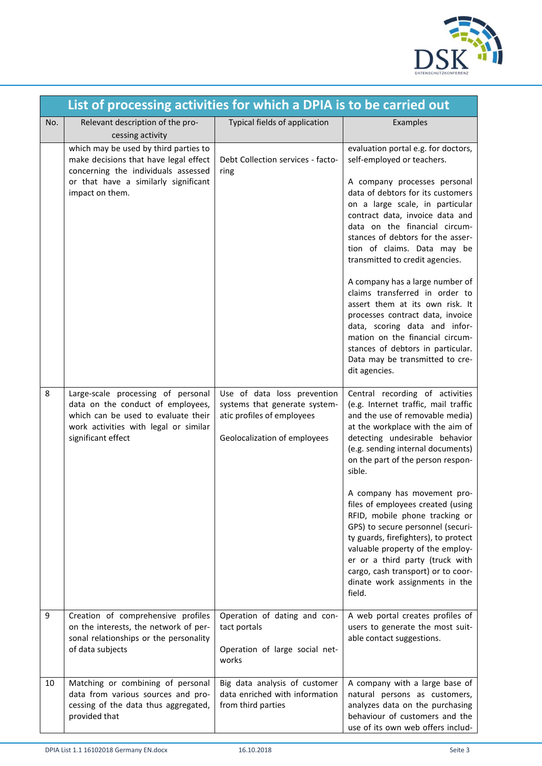| List of processing activities for which a DPIA is to be carried out | | | |
|---|---|---|---|
| No. | Relevant description of the processing activity | Typical fields of application | Examples |
| | which may be used by third parties to make decisions that have legal effect concerning the individuals assessed or that have a similarly significant impact on them. | Debt Collection services - factoring | evaluation portal e.g. for doctors, self-employed or teachers.<br><br>A company processes personal data of debtors for its customers on a large scale, in particular contract data, invoice data and data on the financial circumstances of debtors for the assertion of claims. Data may be transmitted to credit agencies.<br><br>A company has a large number of claims transferred in order to assert them at its own risk. It processes contract data, invoice data, scoring data and information on the financial circumstances of debtors in particular. Data may be transmitted to credit agencies. |
| 8 | Large-scale processing of personal data on the conduct of employees, which can be used to evaluate their work activities with legal or similar significant effect | Use of data loss prevention systems that generate systematic profiles of employees<br><br>Geolocalization of employees | Central recording of activities (e.g. Internet traffic, mail traffic and the use of removable media) at the workplace with the aim of detecting undesirable behavior (e.g. sending internal documents) on the part of the person responsible.<br><br>A company has movement profiles of employees created (using RFID, mobile phone tracking or GPS) to secure personnel (security guards, firefighters), to protect valuable property of the employer or a third party (truck with cargo, cash transport) or to coordinate work assignments in the field. |
| 9 | Creation of comprehensive profiles on the interests, the network of personal relationships or the personality of data subjects | Operation of dating and contact portals<br><br>Operation of large social networks | A web portal creates profiles of users to generate the most suitable contact suggestions. |
| 10 | Matching or combining of personal data from various sources and processing of the data thus aggregated, provided that | Big data analysis of customer data enriched with information from third parties | A company with a large base of natural persons as customers, analyzes data on the purchasing behaviour of customers and the use of its own web offers includ- |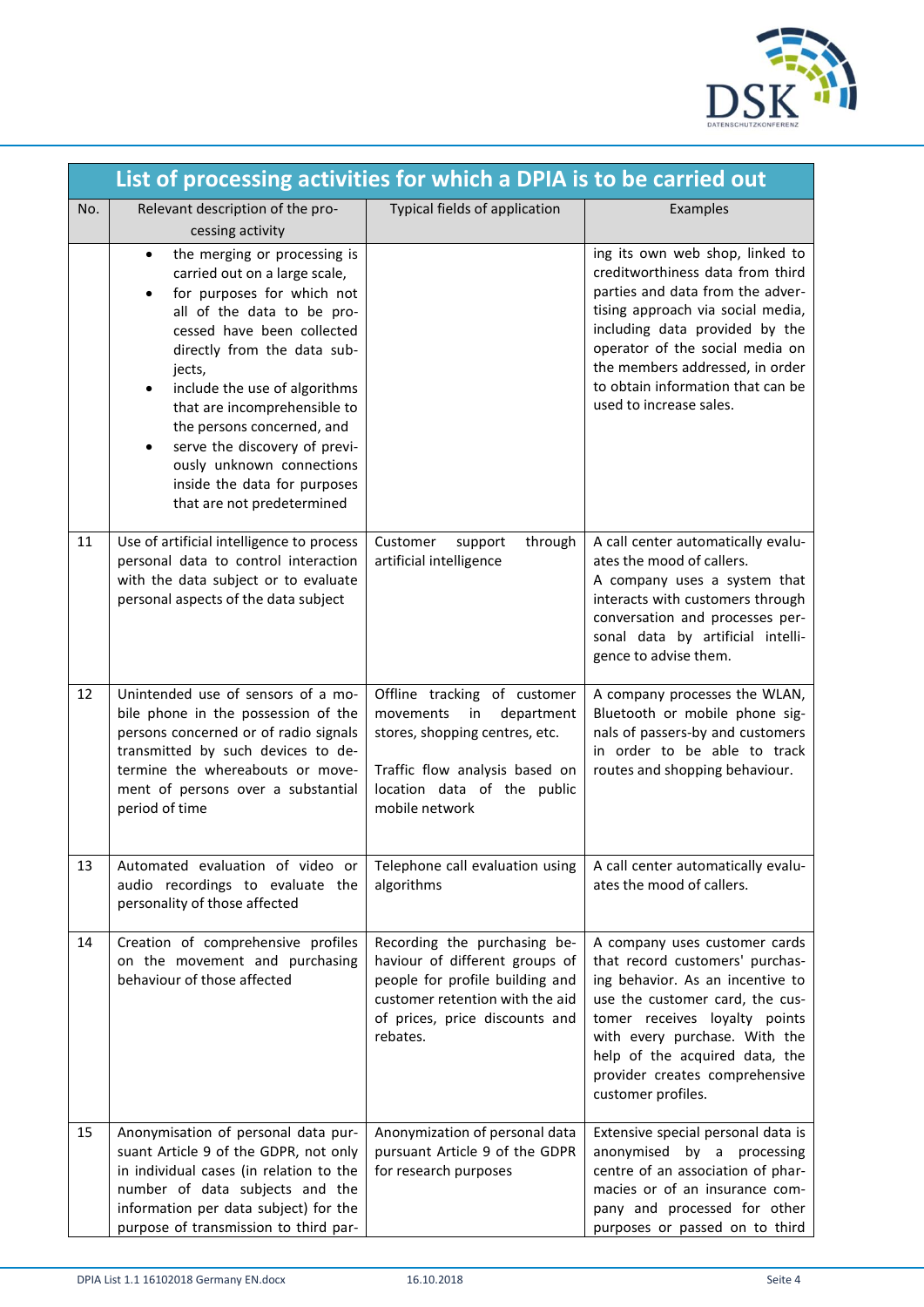# List of processing activities for which a DPIA is to be carried out

| No. | Relevant description of the processing activity | Typical fields of application | Examples |
|---|---|---|---|
| | • the merging or processing is carried out on a large scale,<br>• for purposes for which not all of the data to be processed have been collected directly from the data subjects,<br>• include the use of algorithms that are incomprehensible to the persons concerned, and<br>• serve the discovery of previously unknown connections inside the data for purposes that are not predetermined | | ing its own web shop, linked to creditworthiness data from third parties and data from the advertising approach via social media, including data provided by the operator of the social media on the members addressed, in order to obtain information that can be used to increase sales. |
| 11 | Use of artificial intelligence to process personal data to control interaction with the data subject or to evaluate personal aspects of the data subject | Customer support through artificial intelligence | A call center automatically evaluates the mood of callers.<br>A company uses a system that interacts with customers through conversation and processes personal data by artificial intelligence to advise them. |
| 12 | Unintended use of sensors of a mobile phone in the possession of the persons concerned or of radio signals transmitted by such devices to determine the whereabouts or movement of persons over a substantial period of time | Offline tracking of customer movements in department stores, shopping centres, etc.<br><br>Traffic flow analysis based on location data of the public mobile network | A company processes the WLAN, Bluetooth or mobile phone signals of passers-by and customers in order to be able to track routes and shopping behaviour. |
| 13 | Automated evaluation of video or audio recordings to evaluate the personality of those affected | Telephone call evaluation using algorithms | A call center automatically evaluates the mood of callers. |
| 14 | Creation of comprehensive profiles on the movement and purchasing behaviour of those affected | Recording the purchasing behaviour of different groups of people for profile building and customer retention with the aid of prices, price discounts and rebates. | A company uses customer cards that record customers' purchasing behavior. As an incentive to use the customer card, the customer receives loyalty points with every purchase. With the help of the acquired data, the provider creates comprehensive customer profiles. |
| 15 | Anonymisation of personal data pursuant Article 9 of the GDPR, not only in individual cases (in relation to the number of data subjects and the information per data subject) for the purpose of transmission to third par- | Anonymization of personal data pursuant Article 9 of the GDPR for research purposes | Extensive special personal data is anonymised by a processing centre of an association of pharmacies or of an insurance company and processed for other purposes or passed on to third |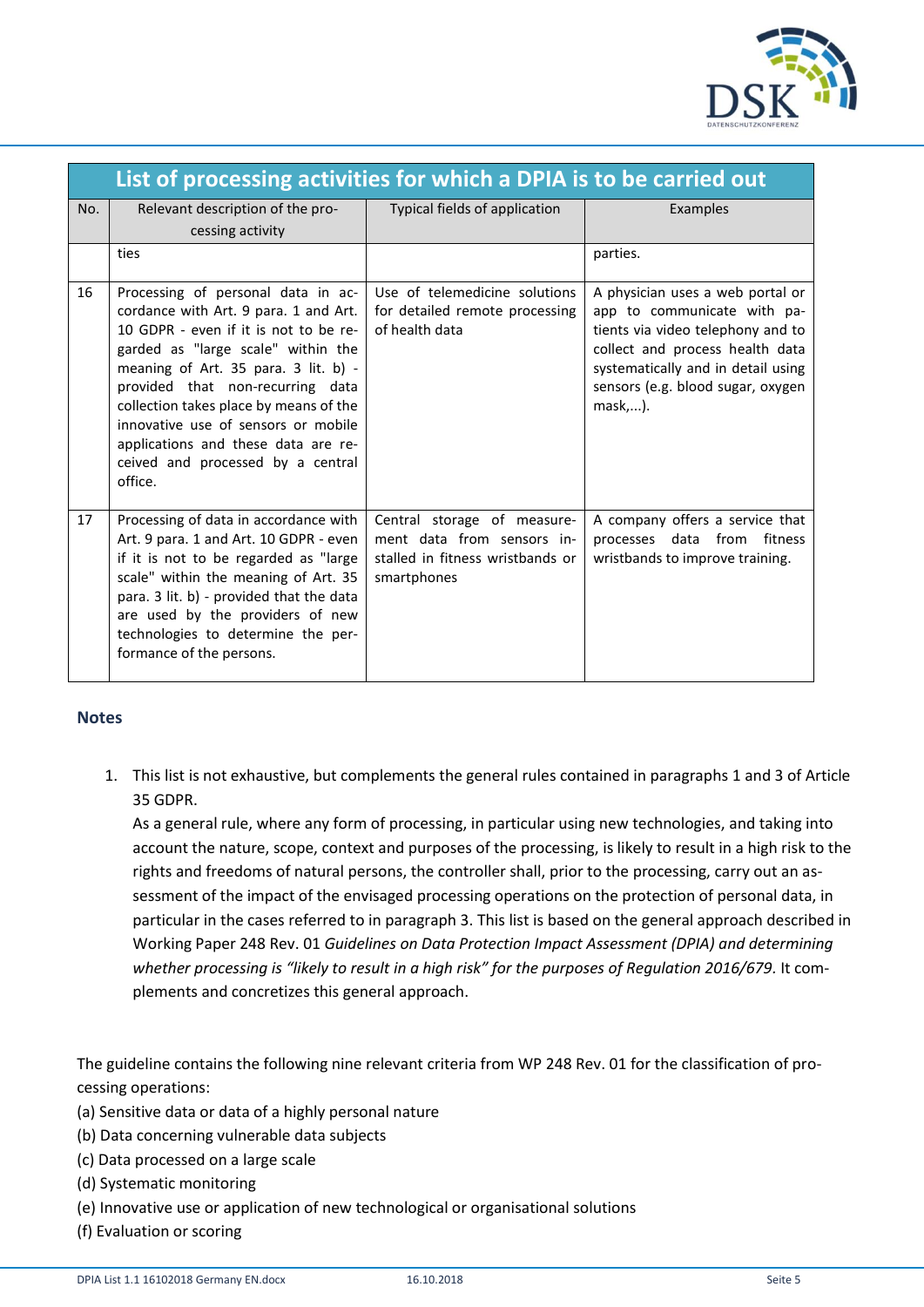| List of processing activities for which a DPIA is to be carried out | | | |
|---|---|---|---|
| No. | Relevant description of the processing activity | Typical fields of application | Examples |
| | ties | | parties. |
| 16 | Processing of personal data in accordance with Art. 9 para. 1 and Art. 10 GDPR - even if it is not to be regarded as "large scale" within the meaning of Art. 35 para. 3 lit. b) - provided that non-recurring data collection takes place by means of the innovative use of sensors or mobile applications and these data are received and processed by a central office. | Use of telemedicine solutions for detailed remote processing of health data | A physician uses a web portal or app to communicate with patients via video telephony and to collect and process health data systematically and in detail using sensors (e.g. blood sugar, oxygen mask,...). |
| 17 | Processing of data in accordance with Art. 9 para. 1 and Art. 10 GDPR - even if it is not to be regarded as "large scale" within the meaning of Art. 35 para. 3 lit. b) - provided that the data are used by the providers of new technologies to determine the performance of the persons. | Central storage of measurement data from sensors installed in fitness wristbands or smartphones | A company offers a service that processes data from fitness wristbands to improve training. |

## Notes

1. This list is not exhaustive, but complements the general rules contained in paragraphs 1 and 3 of Article 35 GDPR.
   As a general rule, where any form of processing, in particular using new technologies, and taking into account the nature, scope, context and purposes of the processing, is likely to result in a high risk to the rights and freedoms of natural persons, the controller shall, prior to the processing, carry out an assessment of the impact of the envisaged processing operations on the protection of personal data, in particular in the cases referred to in paragraph 3. This list is based on the general approach described in Working Paper 248 Rev. 01 *Guidelines on Data Protection Impact Assessment (DPIA) and determining whether processing is "likely to result in a high risk" for the purposes of Regulation 2016/679.* It complements and concretizes this general approach.

The guideline contains the following nine relevant criteria from WP 248 Rev. 01 for the classification of processing operations:

(a) Sensitive data or data of a highly personal nature
(b) Data concerning vulnerable data subjects
(c) Data processed on a large scale
(d) Systematic monitoring
(e) Innovative use or application of new technological or organisational solutions
(f) Evaluation or scoring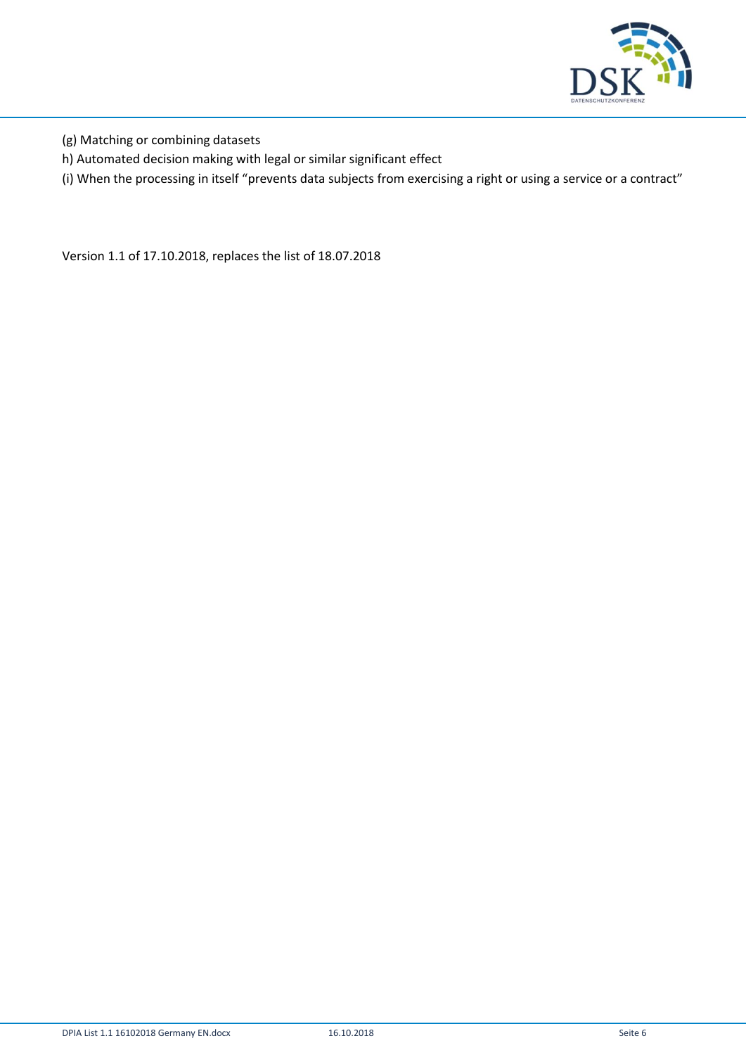(g) Matching or combining datasets

h) Automated decision making with legal or similar significant effect

(i) When the processing in itself "prevents data subjects from exercising a right or using a service or a contract"

Version 1.1 of 17.10.2018, replaces the list of 18.07.2018